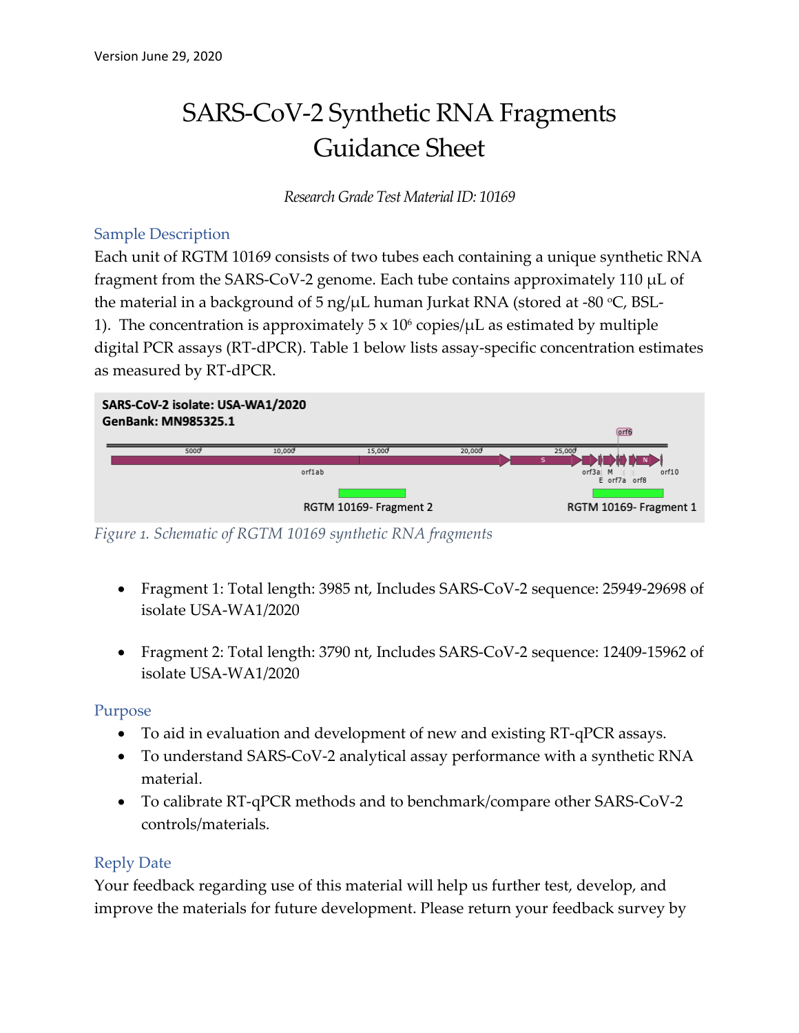Version June 29, 2020

# SARS-CoV-2 Synthetic RNA Fragments Guidance Sheet

*Research Grade Test Material ID: 10169*

## Sample Description

Each unit of RGTM 10169 consists of two tubes each containing a unique synthetic RNA fragment from the SARS-CoV-2 genome. Each tube contains approximately 110 µL of the material in a background of 5 ng/µL human Jurkat RNA (stored at -80 °C, BSL-1). The concentration is approximately 5 x $10^6$ copies/µL as estimated by multiple digital PCR assays (RT-dPCR). Table 1 below lists assay-specific concentration estimates as measured by RT-dPCR.

*Figure 1. Schematic of RGTM 10169 synthetic RNA fragments*

- Fragment 1: Total length: 3985 nt, Includes SARS-CoV-2 sequence: 25949-29698 of isolate USA-WA1/2020
- Fragment 2: Total length: 3790 nt, Includes SARS-CoV-2 sequence: 12409-15962 of isolate USA-WA1/2020

## Purpose

- To aid in evaluation and development of new and existing RT-qPCR assays.
- To understand SARS-CoV-2 analytical assay performance with a synthetic RNA material.
- To calibrate RT-qPCR methods and to benchmark/compare other SARS-CoV-2 controls/materials.

## Reply Date

Your feedback regarding use of this material will help us further test, develop, and improve the materials for future development. Please return your feedback survey by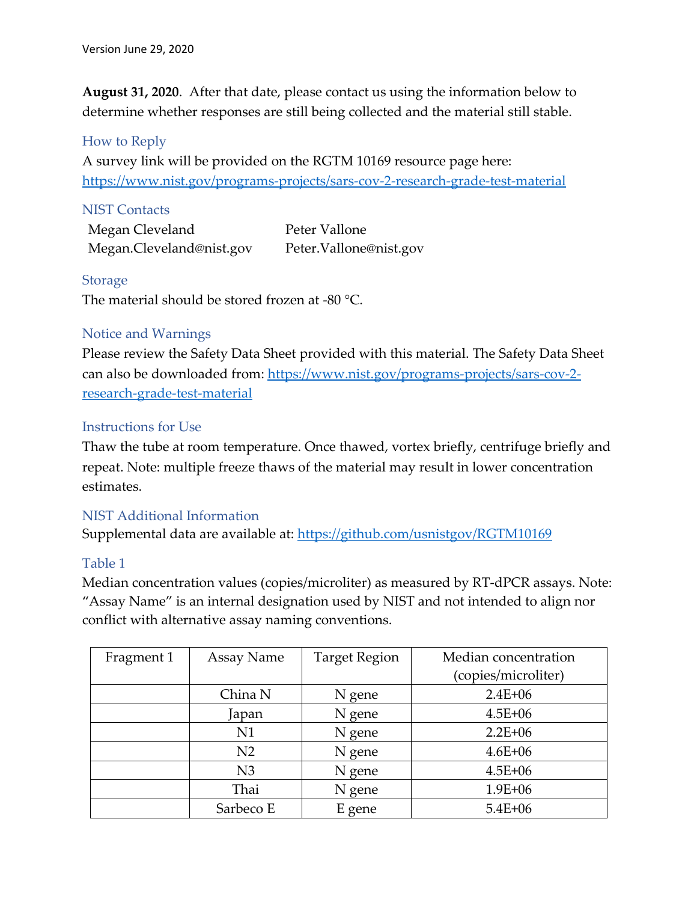**August 31, 2020**. After that date, please contact us using the information below to determine whether responses are still being collected and the material still stable.

## How to Reply

A survey link will be provided on the RGTM 10169 resource page here: https://www.nist.gov/programs-projects/sars-cov-2-research-grade-test-material

## NIST Contacts

Megan Cleveland
Megan.Cleveland@nist.gov

Peter Vallone
Peter.Vallone@nist.gov

## Storage

The material should be stored frozen at -80 °C.

## Notice and Warnings

Please review the Safety Data Sheet provided with this material. The Safety Data Sheet can also be downloaded from: https://www.nist.gov/programs-projects/sars-cov-2-research-grade-test-material

## Instructions for Use

Thaw the tube at room temperature. Once thawed, vortex briefly, centrifuge briefly and repeat. Note: multiple freeze thaws of the material may result in lower concentration estimates.

## NIST Additional Information

Supplemental data are available at: https://github.com/usnistgov/RGTM10169

## Table 1

Median concentration values (copies/microliter) as measured by RT-dPCR assays. Note: "Assay Name" is an internal designation used by NIST and not intended to align nor conflict with alternative assay naming conventions.

| Fragment 1 | Assay Name | Target Region | Median concentration (copies/microliter) |
|---|---|---|---|
| | China N | N gene | 2.4E+06 |
| | Japan | N gene | 4.5E+06 |
| | N1 | N gene | 2.2E+06 |
| | N2 | N gene | 4.6E+06 |
| | N3 | N gene | 4.5E+06 |
| | Thai | N gene | 1.9E+06 |
| | Sarbeco E | E gene | 5.4E+06 |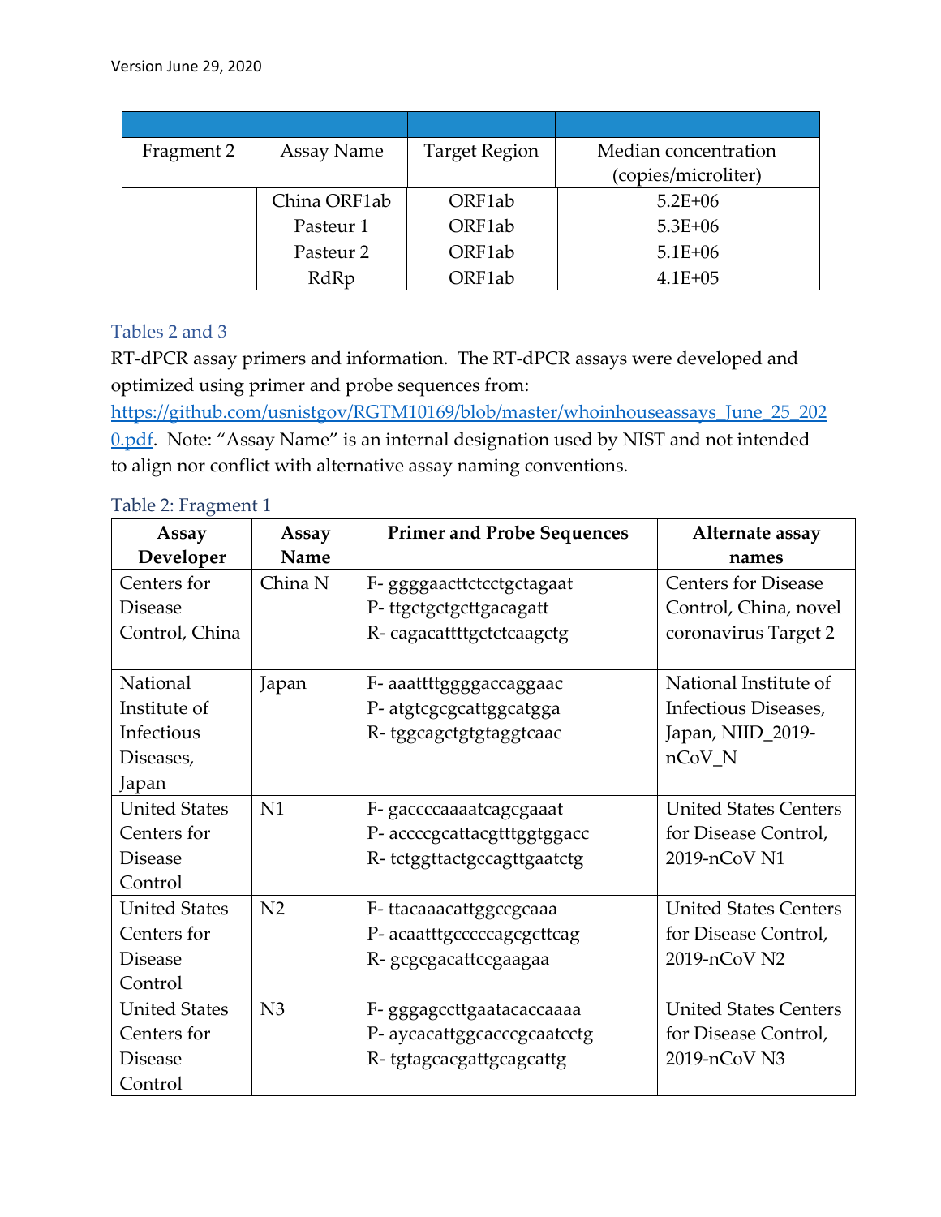Version June 29, 2020

| | | | |
|---|---|---|---|
| Fragment 2 | Assay Name | Target Region | Median concentration (copies/microliter) |
| | China ORF1ab | ORF1ab | 5.2E+06 |
| | Pasteur 1 | ORF1ab | 5.3E+06 |
| | Pasteur 2 | ORF1ab | 5.1E+06 |
| | RdRp | ORF1ab | 4.1E+05 |

## Tables 2 and 3

RT-dPCR assay primers and information. The RT-dPCR assays were developed and optimized using primer and probe sequences from: [https://github.com/usnistgov/RGTM10169/blob/master/whoinhouseassays_June_25_2020.pdf](https://github.com/usnistgov/RGTM10169/blob/master/whoinhouseassays_June_25_2020.pdf). Note: "Assay Name" is an internal designation used by NIST and not intended to align nor conflict with alternative assay naming conventions.

### Table 2: Fragment 1

| Assay Developer | Assay Name | Primer and Probe Sequences | Alternate assay names |
|---|---|---|---|
| Centers for Disease Control, China | China N | F- ggggaacttctcctgctagaat<br>P- ttgctgctgcttgacagatt<br>R- cagacattttgctctcaagctg | Centers for Disease Control, China, novel coronavirus Target 2 |
| National Institute of Infectious Diseases, Japan | Japan | F- aaattttggggaccaggaac<br>P- atgtcgcgcattggcatgga<br>R- tggcagctgtgtaggtcaac | National Institute of Infectious Diseases, Japan, NIID_2019-nCoV_N |
| United States Centers for Disease Control | N1 | F- gaccccaaaatcagcgaaat<br>P- accccgcattacgtttggtggacc<br>R- tctggttactgccagttgaatctg | United States Centers for Disease Control, 2019-nCoV N1 |
| United States Centers for Disease Control | N2 | F- ttacaaacattggccgcaaa<br>P- acaatttgcccccagcgcttcag<br>R- gcgcgacattccgaagaa | United States Centers for Disease Control, 2019-nCoV N2 |
| United States Centers for Disease Control | N3 | F- gggagccttgaatacaccaaaa<br>P- aycacattggcacccgcaatcctg<br>R- tgtagcacgattgcagcattg | United States Centers for Disease Control, 2019-nCoV N3 |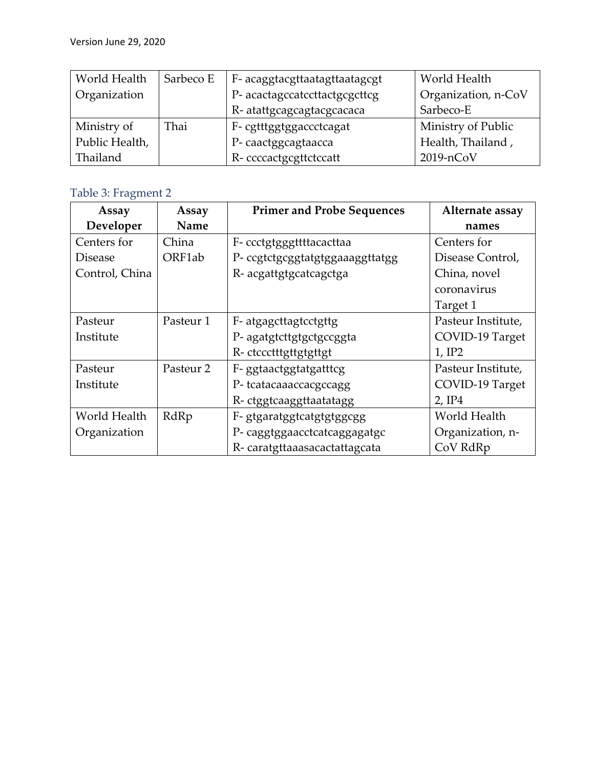| | | | |
|---|---|---|---|
| World Health Organization | Sarbeco E | F- acaggtacgttaatagttaatagcgt<br>P- acactagccatccttactgcgcttcg<br>R- atattgcagcagtacgcacaca | World Health Organization, n-CoV Sarbeco-E |
| Ministry of Public Health, Thailand | Thai | F- cgtttggtggaccctcagat<br>P- caactggcagtaacca<br>R- ccccactgcgttctccatt | Ministry of Public Health, Thailand , 2019-nCoV |

### Table 3: Fragment 2

| Assay Developer | Assay Name | Primer and Probe Sequences | Alternate assay names |
|---|---|---|---|
| Centers for Disease Control, China | China ORF1ab | F- ccctgtgggttttacacttaa<br>P- ccgtctgcggtatgtggaaaggttatgg<br>R- acgattgtgcatcagctga | Centers for Disease Control, China, novel coronavirus Target 1 |
| Pasteur Institute | Pasteur 1 | F- atgagcttagtcctgttg<br>P- agatgtcttgtgctgccggta<br>R- ctccctttgttgtgttgt | Pasteur Institute, COVID-19 Target 1, IP2 |
| Pasteur Institute | Pasteur 2 | F- ggtaactggtatgatttcg<br>P- tcatacaaaccacgccagg<br>R- ctggtcaaggttaatatagg | Pasteur Institute, COVID-19 Target 2, IP4 |
| World Health Organization | RdRp | F- gtgaratggtcatgtgtggcgg<br>P- caggtggaacctcatcaggagatgc<br>R- caratgttaaasacactattagcata | World Health Organization, n-CoV RdRp |